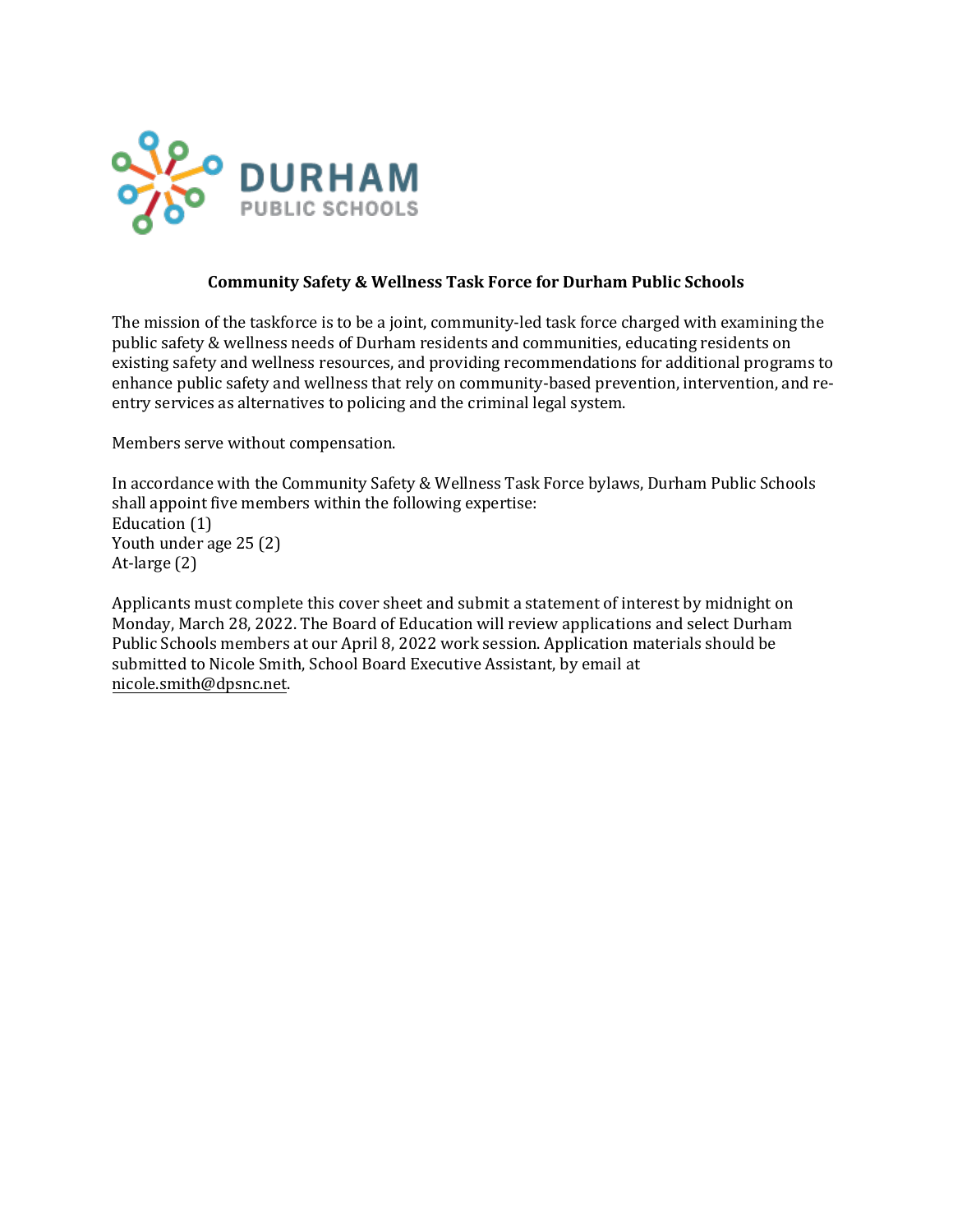DURHAM PUBLIC SCHOOLS

**Community Safety & Wellness Task Force for Durham Public Schools**

The mission of the taskforce is to be a joint, community-led task force charged with examining the public safety & wellness needs of Durham residents and communities, educating residents on existing safety and wellness resources, and providing recommendations for additional programs to enhance public safety and wellness that rely on community-based prevention, intervention, and re-entry services as alternatives to policing and the criminal legal system.

Members serve without compensation.

In accordance with the Community Safety & Wellness Task Force bylaws, Durham Public Schools shall appoint five members within the following expertise:
Education (1)
Youth under age 25 (2)
At-large (2)

Applicants must complete this cover sheet and submit a statement of interest by midnight on Monday, March 28, 2022. The Board of Education will review applications and select Durham Public Schools members at our April 8, 2022 work session. Application materials should be submitted to Nicole Smith, School Board Executive Assistant, by email at nicole.smith@dpsnc.net.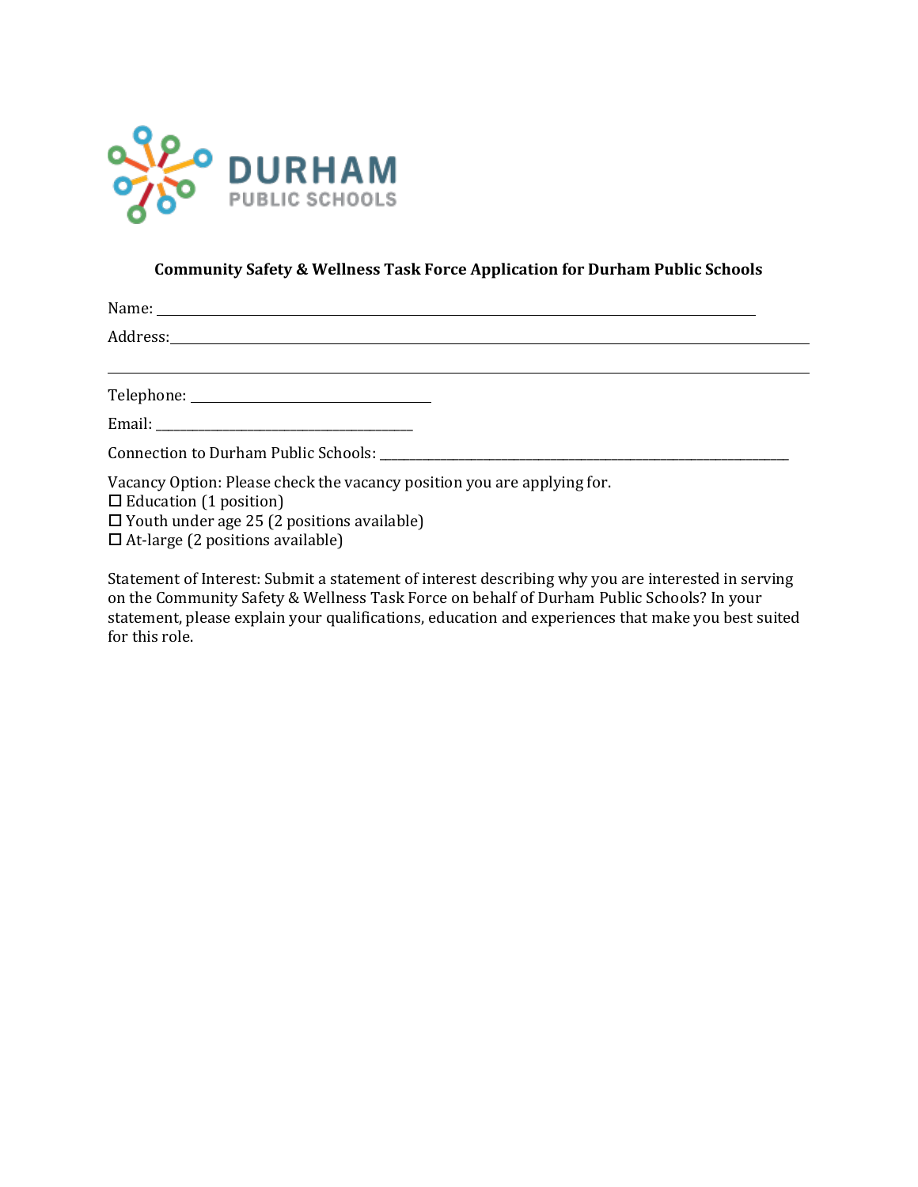DURHAM
PUBLIC SCHOOLS

**Community Safety & Wellness Task Force Application for Durham Public Schools**

Name: ______________________________________________

Address: ______________________________________________

______________________________________________

Telephone: ______________________

Email: ______________________

Connection to Durham Public Schools: ______________________________________________

Vacancy Option: Please check the vacancy position you are applying for.

☐ Education (1 position)
☐ Youth under age 25 (2 positions available)
☐ At-large (2 positions available)

Statement of Interest: Submit a statement of interest describing why you are interested in serving on the Community Safety & Wellness Task Force on behalf of Durham Public Schools? In your statement, please explain your qualifications, education and experiences that make you best suited for this role.